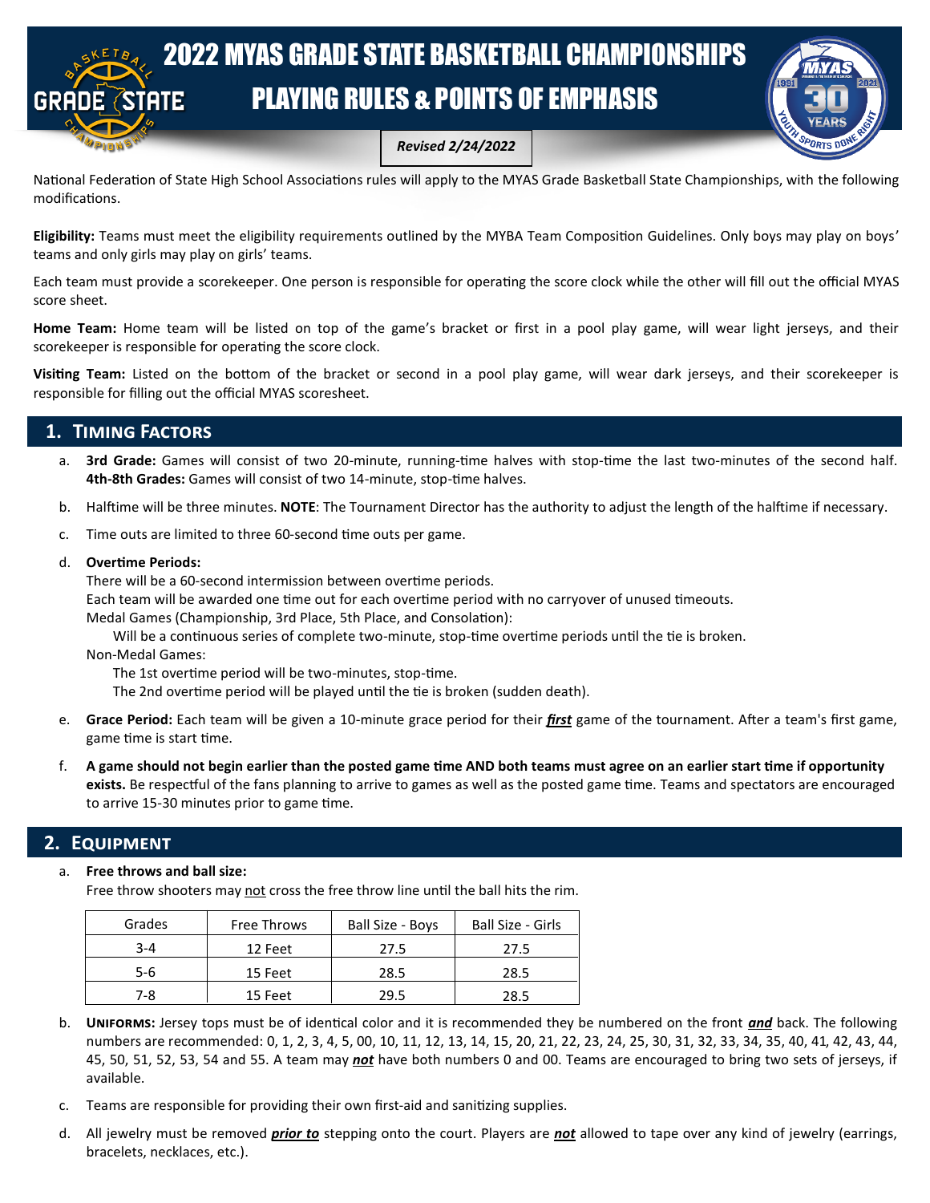# 2022 MYAS GRADE STATE BASKETBALL CHAMPIONSHIPS
# PLAYING RULES & POINTS OF EMPHASIS

***Revised 2/24/2022***

National Federation of State High School Associations rules will apply to the MYAS Grade Basketball State Championships, with the following modifications.

**Eligibility:** Teams must meet the eligibility requirements outlined by the MYBA Team Composition Guidelines. Only boys may play on boys' teams and only girls may play on girls' teams.

Each team must provide a scorekeeper. One person is responsible for operating the score clock while the other will fill out the official MYAS score sheet.

**Home Team:** Home team will be listed on top of the game's bracket or first in a pool play game, will wear light jerseys, and their scorekeeper is responsible for operating the score clock.

**Visiting Team:** Listed on the bottom of the bracket or second in a pool play game, will wear dark jerseys, and their scorekeeper is responsible for filling out the official MYAS scoresheet.

## 1. Timing Factors

a. **3rd Grade:** Games will consist of two 20-minute, running-time halves with stop-time the last two-minutes of the second half. **4th-8th Grades:** Games will consist of two 14-minute, stop-time halves.

b. Halftime will be three minutes. **NOTE**: The Tournament Director has the authority to adjust the length of the halftime if necessary.

c. Time outs are limited to three 60-second time outs per game.

d. **Overtime Periods:**
   There will be a 60-second intermission between overtime periods.
   Each team will be awarded one time out for each overtime period with no carryover of unused timeouts.
   Medal Games (Championship, 3rd Place, 5th Place, and Consolation):
      Will be a continuous series of complete two-minute, stop-time overtime periods until the tie is broken.
   Non-Medal Games:
      The 1st overtime period will be two-minutes, stop-time.
      The 2nd overtime period will be played until the tie is broken (sudden death).

e. **Grace Period:** Each team will be given a 10-minute grace period for their ***first*** game of the tournament. After a team's first game, game time is start time.

f. **A game should not begin earlier than the posted game time AND both teams must agree on an earlier start time if opportunity exists.** Be respectful of the fans planning to arrive to games as well as the posted game time. Teams and spectators are encouraged to arrive 15-30 minutes prior to game time.

## 2. Equipment

a. **Free throws and ball size:**
   Free throw shooters may not cross the free throw line until the ball hits the rim.

| Grades | Free Throws | Ball Size - Boys | Ball Size - Girls |
|---|---|---|---|
| 3-4 | 12 Feet | 27.5 | 27.5 |
| 5-6 | 15 Feet | 28.5 | 28.5 |
| 7-8 | 15 Feet | 29.5 | 28.5 |

b. **Uniforms:** Jersey tops must be of identical color and it is recommended they be numbered on the front ***and*** back. The following numbers are recommended: 0, 1, 2, 3, 4, 5, 00, 10, 11, 12, 13, 14, 15, 20, 21, 22, 23, 24, 25, 30, 31, 32, 33, 34, 35, 40, 41, 42, 43, 44, 45, 50, 51, 52, 53, 54 and 55. A team may ***not*** have both numbers 0 and 00. Teams are encouraged to bring two sets of jerseys, if available.

c. Teams are responsible for providing their own first-aid and sanitizing supplies.

d. All jewelry must be removed ***prior to*** stepping onto the court. Players are ***not*** allowed to tape over any kind of jewelry (earrings, bracelets, necklaces, etc.).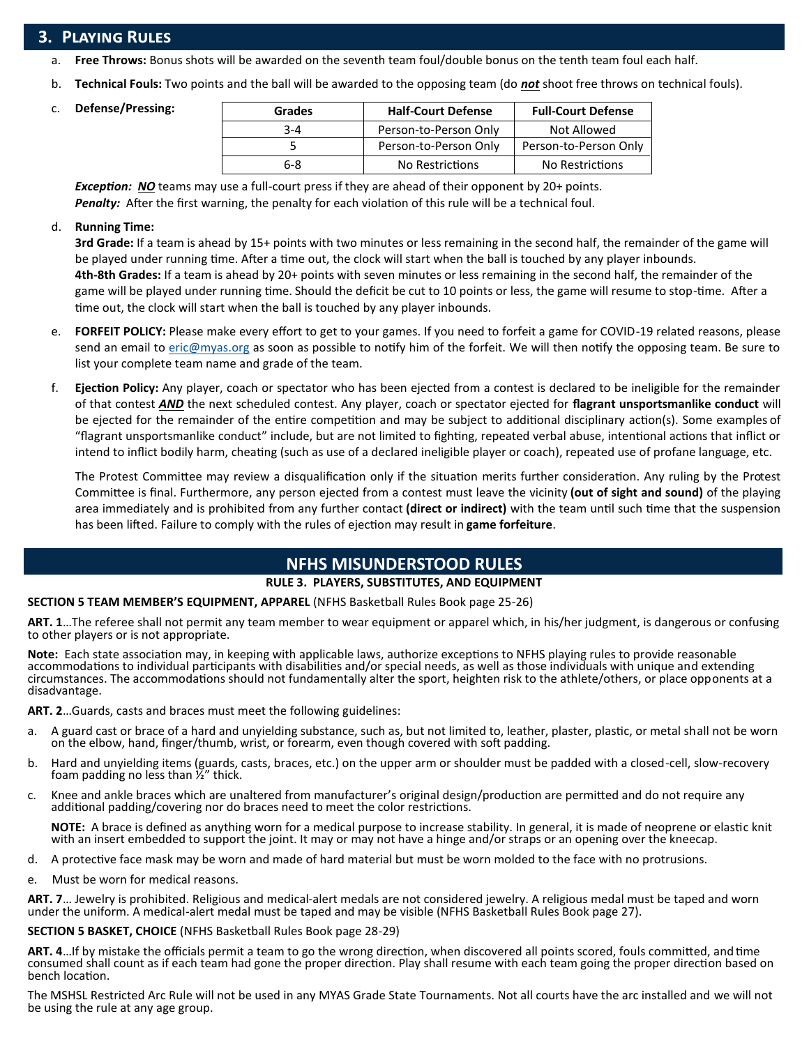## 3. Playing Rules

a. **Free Throws:** Bonus shots will be awarded on the seventh team foul/double bonus on the tenth team foul each half.

b. **Technical Fouls:** Two points and the ball will be awarded to the opposing team (do ***not*** shoot free throws on technical fouls).

c. **Defense/Pressing:**

| Grades | Half-Court Defense | Full-Court Defense |
|---|---|---|
| 3-4 | Person-to-Person Only | Not Allowed |
| 5 | Person-to-Person Only | Person-to-Person Only |
| 6-8 | No Restrictions | No Restrictions |

***Exception:*** ***NO*** teams may use a full-court press if they are ahead of their opponent by 20+ points.
***Penalty:*** After the first warning, the penalty for each violation of this rule will be a technical foul.

d. **Running Time:**
**3rd Grade:** If a team is ahead by 15+ points with two minutes or less remaining in the second half, the remainder of the game will be played under running time. After a time out, the clock will start when the ball is touched by any player inbounds.
**4th-8th Grades:** If a team is ahead by 20+ points with seven minutes or less remaining in the second half, the remainder of the game will be played under running time. Should the deficit be cut to 10 points or less, the game will resume to stop-time. After a time out, the clock will start when the ball is touched by any player inbounds.

e. **FORFEIT POLICY:** Please make every effort to get to your games. If you need to forfeit a game for COVID-19 related reasons, please send an email to eric@myas.org as soon as possible to notify him of the forfeit. We will then notify the opposing team. Be sure to list your complete team name and grade of the team.

f. **Ejection Policy:** Any player, coach or spectator who has been ejected from a contest is declared to be ineligible for the remainder of that contest ***AND*** the next scheduled contest. Any player, coach or spectator ejected for **flagrant unsportsmanlike conduct** will be ejected for the remainder of the entire competition and may be subject to additional disciplinary action(s). Some examples of "flagrant unsportsmanlike conduct" include, but are not limited to, fighting, repeated verbal abuse, intentional actions that inflict or intend to inflict bodily harm, cheating (such as use of a declared ineligible player or coach), repeated use of profane language, etc.

The Protest Committee may review a disqualification only if the situation merits further consideration. Any ruling by the Protest Committee is final. Furthermore, any person ejected from a contest must leave the vicinity **(out of sight and sound)** of the playing area immediately and is prohibited from any further contact **(direct or indirect)** with the team until such time that the suspension has been lifted. Failure to comply with the rules of ejection may result in **game forfeiture**.

## NFHS MISUNDERSTOOD RULES

### RULE 3. PLAYERS, SUBSTITUTES, AND EQUIPMENT

**SECTION 5 TEAM MEMBER'S EQUIPMENT, APPAREL** (NFHS Basketball Rules Book page 25-26)

**ART. 1**…The referee shall not permit any team member to wear equipment or apparel which, in his/her judgment, is dangerous or confusing to other players or is not appropriate.

**Note:** Each state association may, in keeping with applicable laws, authorize exceptions to NFHS playing rules to provide reasonable accommodations to individual participants with disabilities and/or special needs, as well as those individuals with unique and extending circumstances. The accommodations should not fundamentally alter the sport, heighten risk to the athlete/others, or place opponents at a disadvantage.

**ART. 2**…Guards, casts and braces must meet the following guidelines:

a. A guard cast or brace of a hard and unyielding substance, such as, but not limited to, leather, plaster, plastic, or metal shall not be worn on the elbow, hand, finger/thumb, wrist, or forearm, even though covered with soft padding.

b. Hard and unyielding items (guards, casts, braces, etc.) on the upper arm or shoulder must be padded with a closed-cell, slow-recovery foam padding no less than ½" thick.

c. Knee and ankle braces which are unaltered from manufacturer's original design/production are permitted and do not require any additional padding/covering nor do braces need to meet the color restrictions.

**NOTE:** A brace is defined as anything worn for a medical purpose to increase stability. In general, it is made of neoprene or elastic knit with an insert embedded to support the joint. It may or may not have a hinge and/or straps or an opening over the kneecap.

d. A protective face mask may be worn and made of hard material but must be worn molded to the face with no protrusions.

e. Must be worn for medical reasons.

**ART. 7**… Jewelry is prohibited. Religious and medical-alert medals are not considered jewelry. A religious medal must be taped and worn under the uniform. A medical-alert medal must be taped and may be visible (NFHS Basketball Rules Book page 27).

**SECTION 5 BASKET, CHOICE** (NFHS Basketball Rules Book page 28-29)

**ART. 4**…If by mistake the officials permit a team to go the wrong direction, when discovered all points scored, fouls committed, and time consumed shall count as if each team had gone the proper direction. Play shall resume with each team going the proper direction based on bench location.

The MSHSL Restricted Arc Rule will not be used in any MYAS Grade State Tournaments. Not all courts have the arc installed and we will not be using the rule at any age group.